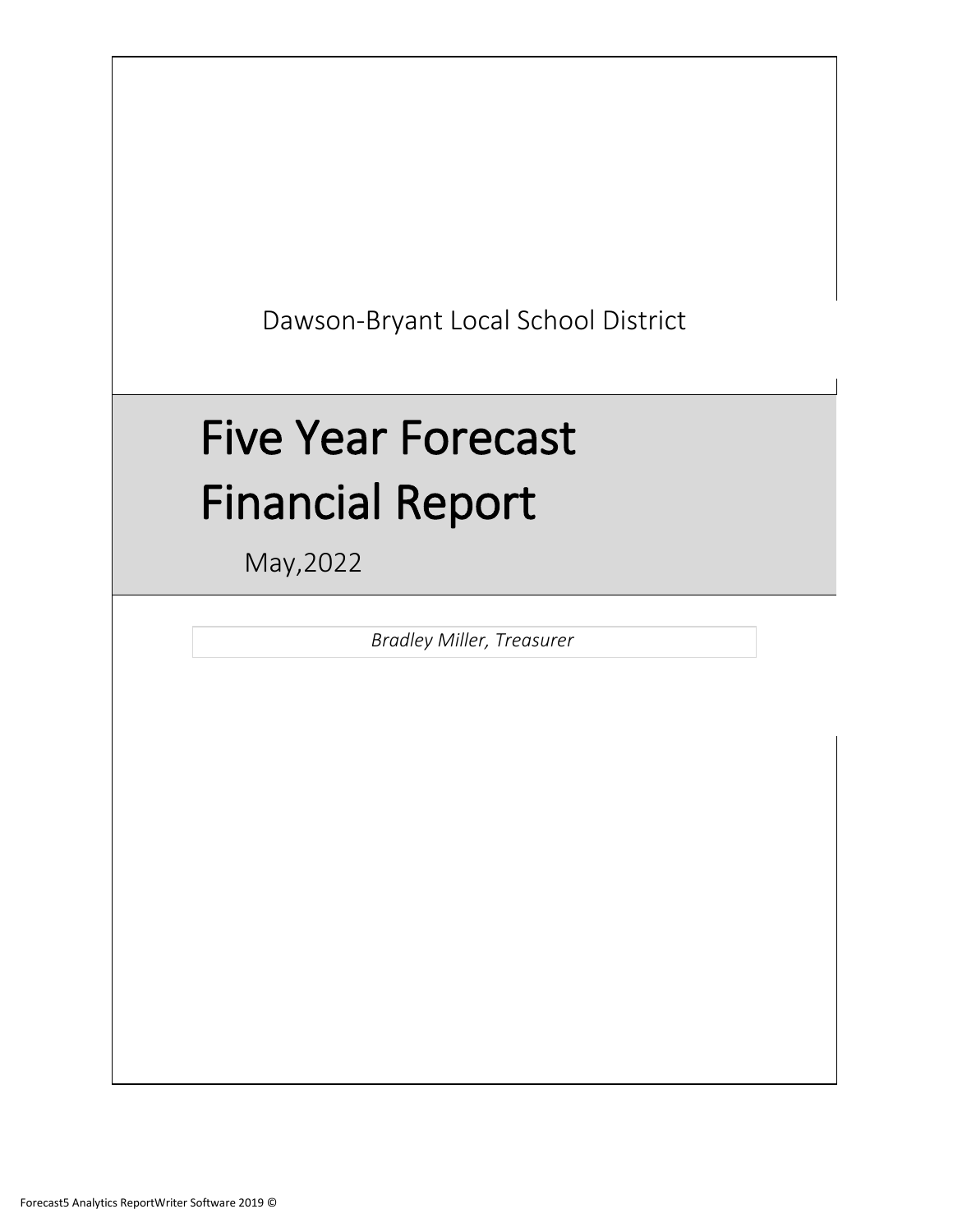Dawson-Bryant Local School District

# Five Year Forecast Financial Report

May,2022

*Bradley Miller, Treasurer*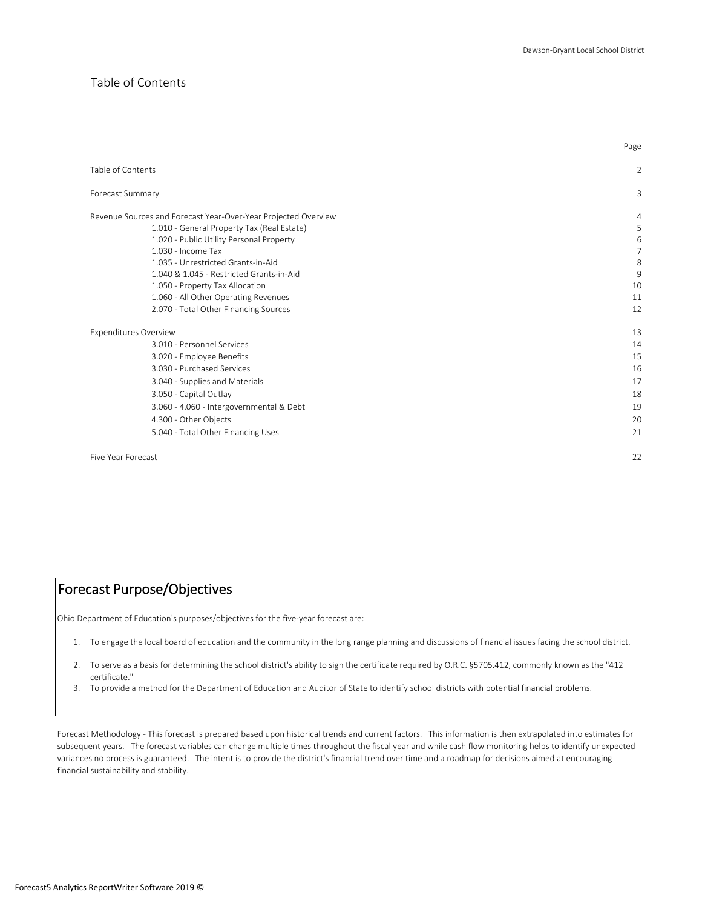# Table of Contents

| | Page |
|---|---|
| Table of Contents | 2 |
| Forecast Summary | 3 |
| Revenue Sources and Forecast Year-Over-Year Projected Overview | 4 |
| 1.010 - General Property Tax (Real Estate) | 5 |
| 1.020 - Public Utility Personal Property | 6 |
| 1.030 - Income Tax | 7 |
| 1.035 - Unrestricted Grants-in-Aid | 8 |
| 1.040 & 1.045 - Restricted Grants-in-Aid | 9 |
| 1.050 - Property Tax Allocation | 10 |
| 1.060 - All Other Operating Revenues | 11 |
| 2.070 - Total Other Financing Sources | 12 |
| Expenditures Overview | 13 |
| 3.010 - Personnel Services | 14 |
| 3.020 - Employee Benefits | 15 |
| 3.030 - Purchased Services | 16 |
| 3.040 - Supplies and Materials | 17 |
| 3.050 - Capital Outlay | 18 |
| 3.060 - 4.060 - Intergovernmental & Debt | 19 |
| 4.300 - Other Objects | 20 |
| 5.040 - Total Other Financing Uses | 21 |
| Five Year Forecast | 22 |

## Forecast Purpose/Objectives

Ohio Department of Education's purposes/objectives for the five-year forecast are:

1. To engage the local board of education and the community in the long range planning and discussions of financial issues facing the school district.
2. To serve as a basis for determining the school district's ability to sign the certificate required by O.R.C. §5705.412, commonly known as the "412 certificate."
3. To provide a method for the Department of Education and Auditor of State to identify school districts with potential financial problems.

Forecast Methodology - This forecast is prepared based upon historical trends and current factors. This information is then extrapolated into estimates for subsequent years. The forecast variables can change multiple times throughout the fiscal year and while cash flow monitoring helps to identify unexpected variances no process is guaranteed. The intent is to provide the district's financial trend over time and a roadmap for decisions aimed at encouraging financial sustainability and stability.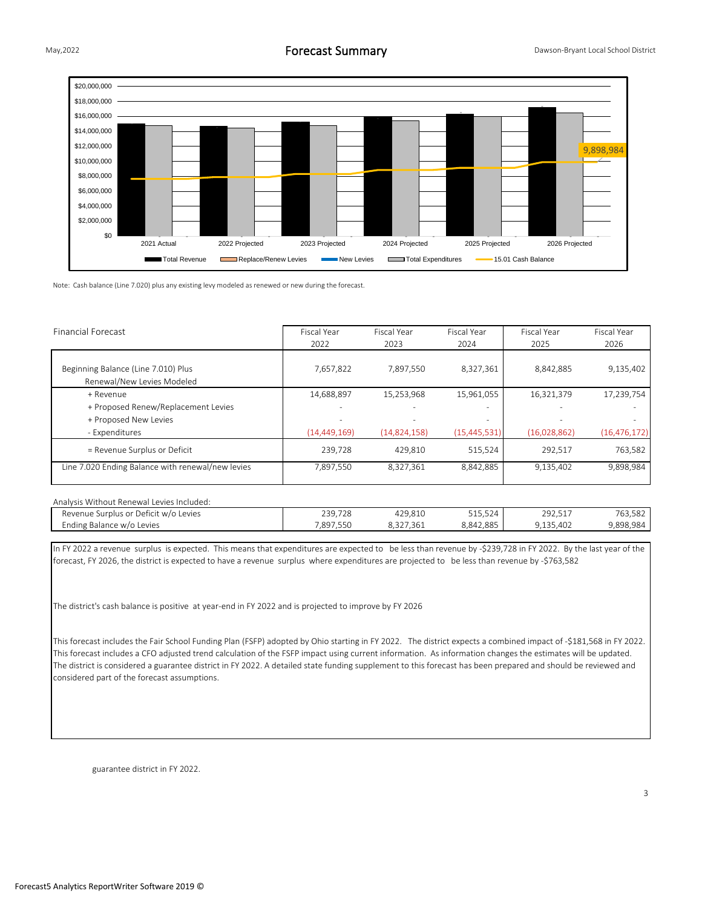# Forecast Summary

Note: Cash balance (Line 7.020) plus any existing levy modeled as renewed or new during the forecast.

| Financial Forecast | Fiscal Year 2022 | Fiscal Year 2023 | Fiscal Year 2024 | Fiscal Year 2025 | Fiscal Year 2026 |
|---|---|---|---|---|---|
| Beginning Balance (Line 7.010) Plus Renewal/New Levies Modeled | 7,657,822 | 7,897,550 | 8,327,361 | 8,842,885 | 9,135,402 |
| + Revenue | 14,688,897 | 15,253,968 | 15,961,055 | 16,321,379 | 17,239,754 |
| + Proposed Renew/Replacement Levies | - | - | - | - | - |
| + Proposed New Levies | - | - | - | - | - |
| - Expenditures | (14,449,169) | (14,824,158) | (15,445,531) | (16,028,862) | (16,476,172) |
| = Revenue Surplus or Deficit | 239,728 | 429,810 | 515,524 | 292,517 | 763,582 |
| Line 7.020 Ending Balance with renewal/new levies | 7,897,550 | 8,327,361 | 8,842,885 | 9,135,402 | 9,898,984 |

| Analysis Without Renewal Levies Included: | | | | | |
|---|---|---|---|---|---|
| Revenue Surplus or Deficit w/o Levies | 239,728 | 429,810 | 515,524 | 292,517 | 763,582 |
| Ending Balance w/o Levies | 7,897,550 | 8,327,361 | 8,842,885 | 9,135,402 | 9,898,984 |

In FY 2022 a revenue surplus is expected. This means that expenditures are expected to be less than revenue by -$239,728 in FY 2022. By the last year of the forecast, FY 2026, the district is expected to have a revenue surplus where expenditures are projected to be less than revenue by -$763,582

The district's cash balance is positive at year-end in FY 2022 and is projected to improve by FY 2026

This forecast includes the Fair School Funding Plan (FSFP) adopted by Ohio starting in FY 2022. The district expects a combined impact of -$181,568 in FY 2022. This forecast includes a CFO adjusted trend calculation of the FSFP impact using current information. As information changes the estimates will be updated. The district is considered a guarantee district in FY 2022. A detailed state funding supplement to this forecast has been prepared and should be reviewed and considered part of the forecast assumptions.

guarantee district in FY 2022.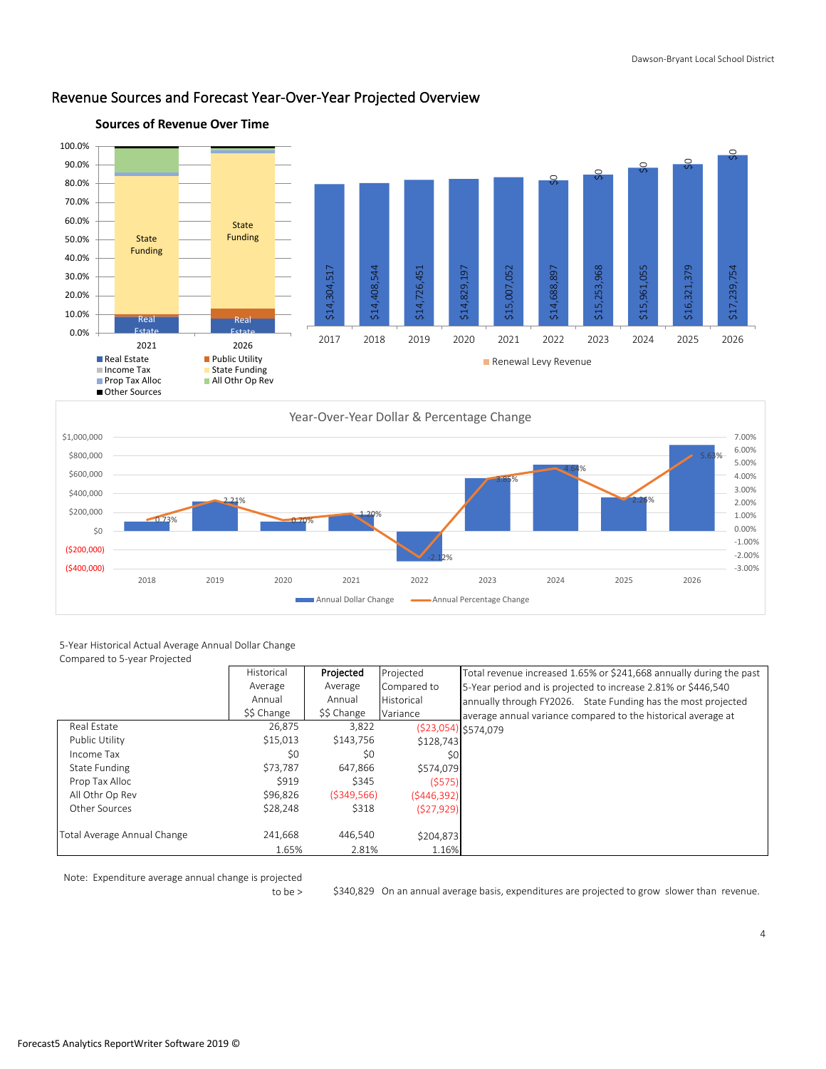# Revenue Sources and Forecast Year-Over-Year Projected Overview

### Sources of Revenue Over Time

| | 2021 | 2026 |
|---|---|---|
| Real Estate | Real Estate | Real Estate |
| State Funding | State Funding | State Funding |

Legend: Real Estate, Public Utility, Income Tax, State Funding, Prop Tax Alloc, All Othr Op Rev, Other Sources

| Year | Revenue | Renewal Levy Revenue |
|---|---|---|
| 2017 | $14,304,517 | |
| 2018 | $14,408,544 | |
| 2019 | $14,726,451 | |
| 2020 | $14,829,197 | |
| 2021 | $15,007,052 | |
| 2022 | $14,688,897 | $0 |
| 2023 | $15,253,968 | $0 |
| 2024 | $15,961,055 | $0 |
| 2025 | $16,321,379 | $0 |
| 2026 | $17,239,754 | $0 |

### Year-Over-Year Dollar & Percentage Change

| Year | Annual Percentage Change |
|---|---|
| 2018 | 0.73% |
| 2019 | 2.21% |
| 2020 | 0.70% |
| 2021 | 1.20% |
| 2022 | -2.12% |
| 2023 | 3.85% |
| 2024 | 4.64% |
| 2025 | 2.26% |
| 2026 | 5.63% |

Legend: Annual Dollar Change, Annual Percentage Change

5-Year Historical Actual Average Annual Dollar Change Compared to 5-year Projected

| | Historical Average Annual $$ Change | **Projected** Average Annual $$ Change | Projected Compared to Historical Variance |
|---|---|---|---|
| Real Estate | 26,875 | 3,822 | ($23,054) |
| Public Utility | $15,013 | $143,756 | $128,743 |
| Income Tax | $0 | $0 | $0 |
| State Funding | $73,787 | 647,866 | $574,079 |
| Prop Tax Alloc | $919 | $345 | ($575) |
| All Othr Op Rev | $96,826 | ($349,566) | ($446,392) |
| Other Sources | $28,248 | $318 | ($27,929) |
| Total Average Annual Change | 241,668 | 446,540 | $204,873 |
| | 1.65% | 2.81% | 1.16% |

Total revenue increased 1.65% or $241,668 annually during the past 5-Year period and is projected to increase 2.81% or $446,540 annually through FY2026. State Funding has the most projected average annual variance compared to the historical average at $574,079

Note: Expenditure average annual change is projected to be > $340,829 On an annual average basis, expenditures are projected to grow slower than revenue.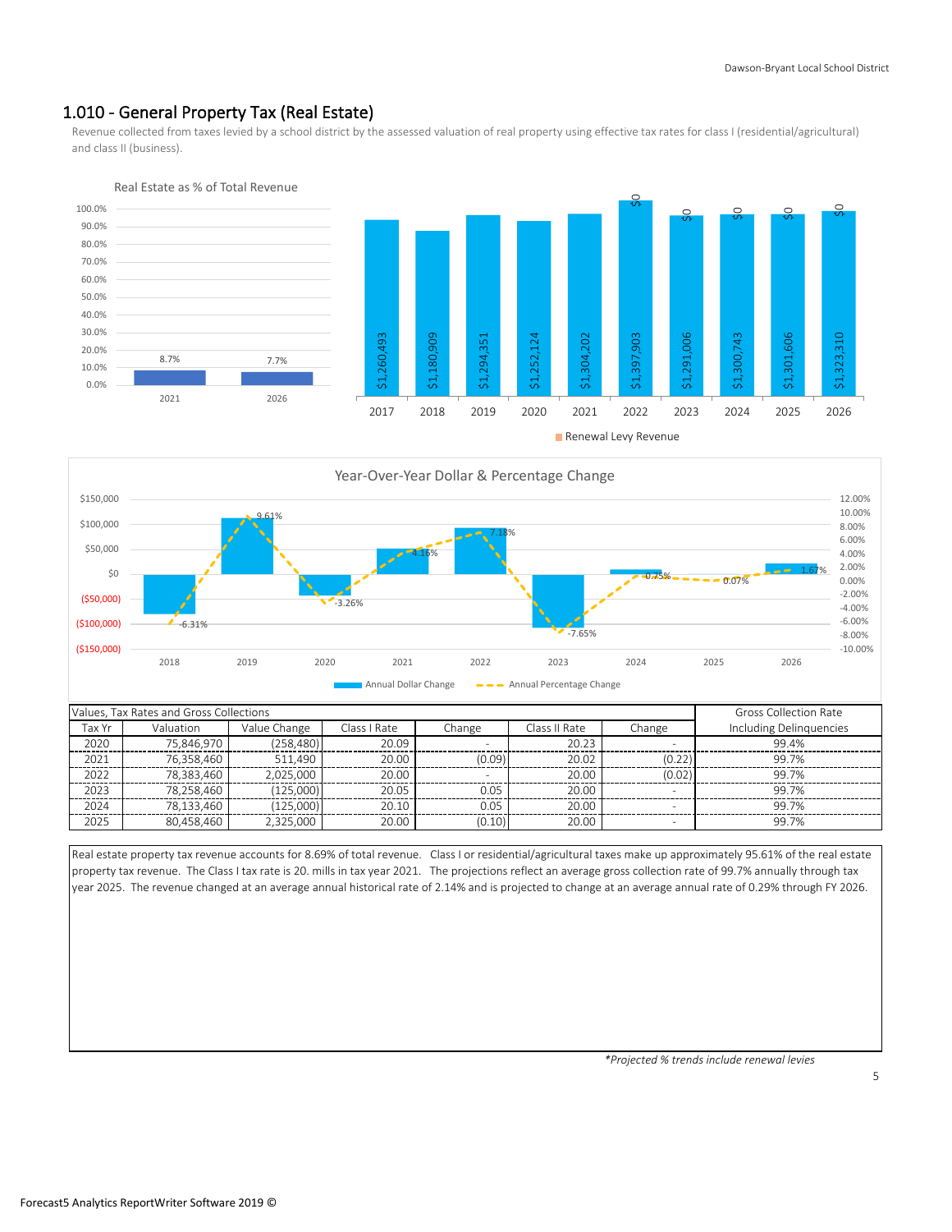## 1.010 - General Property Tax (Real Estate)

Revenue collected from taxes levied by a school district by the assessed valuation of real property using effective tax rates for class I (residential/agricultural) and class II (business).

Real Estate as % of Total Revenue

| Year | % |
|---|---|
| 2021 | 8.7% |
| 2026 | 7.7% |

| Year | Revenue | Renewal Levy Revenue |
|---|---|---|
| 2017 | $1,260,493 | |
| 2018 | $1,180,909 | |
| 2019 | $1,294,351 | |
| 2020 | $1,252,124 | |
| 2021 | $1,304,202 | |
| 2022 | $1,397,903 | $0 |
| 2023 | $1,291,006 | $0 |
| 2024 | $1,300,743 | $0 |
| 2025 | $1,301,606 | $0 |
| 2026 | $1,323,310 | $0 |

Year-Over-Year Dollar & Percentage Change

| Year | Annual Percentage Change |
|---|---|
| 2018 | -6.31% |
| 2019 | 9.61% |
| 2020 | -3.26% |
| 2021 | 4.16% |
| 2022 | 7.18% |
| 2023 | -7.65% |
| 2024 | 0.75% |
| 2025 | 0.07% |
| 2026 | 1.67% |

| Values, Tax Rates and Gross Collections | | | | | | | Gross Collection Rate |
|---|---|---|---|---|---|---|---|
| Tax Yr | Valuation | Value Change | Class I Rate | Change | Class II Rate | Change | Including Delinquencies |
| 2020 | 75,846,970 | (258,480) | 20.09 | - | 20.23 | - | 99.4% |
| 2021 | 76,358,460 | 511,490 | 20.00 | (0.09) | 20.02 | (0.22) | 99.7% |
| 2022 | 78,383,460 | 2,025,000 | 20.00 | - | 20.00 | (0.02) | 99.7% |
| 2023 | 78,258,460 | (125,000) | 20.05 | 0.05 | 20.00 | - | 99.7% |
| 2024 | 78,133,460 | (125,000) | 20.10 | 0.05 | 20.00 | - | 99.7% |
| 2025 | 80,458,460 | 2,325,000 | 20.00 | (0.10) | 20.00 | - | 99.7% |

Real estate property tax revenue accounts for 8.69% of total revenue. Class I or residential/agricultural taxes make up approximately 95.61% of the real estate property tax revenue. The Class I tax rate is 20. mills in tax year 2021. The projections reflect an average gross collection rate of 99.7% annually through tax year 2025. The revenue changed at an average annual historical rate of 2.14% and is projected to change at an average annual rate of 0.29% through FY 2026.

*Projected % trends include renewal levies*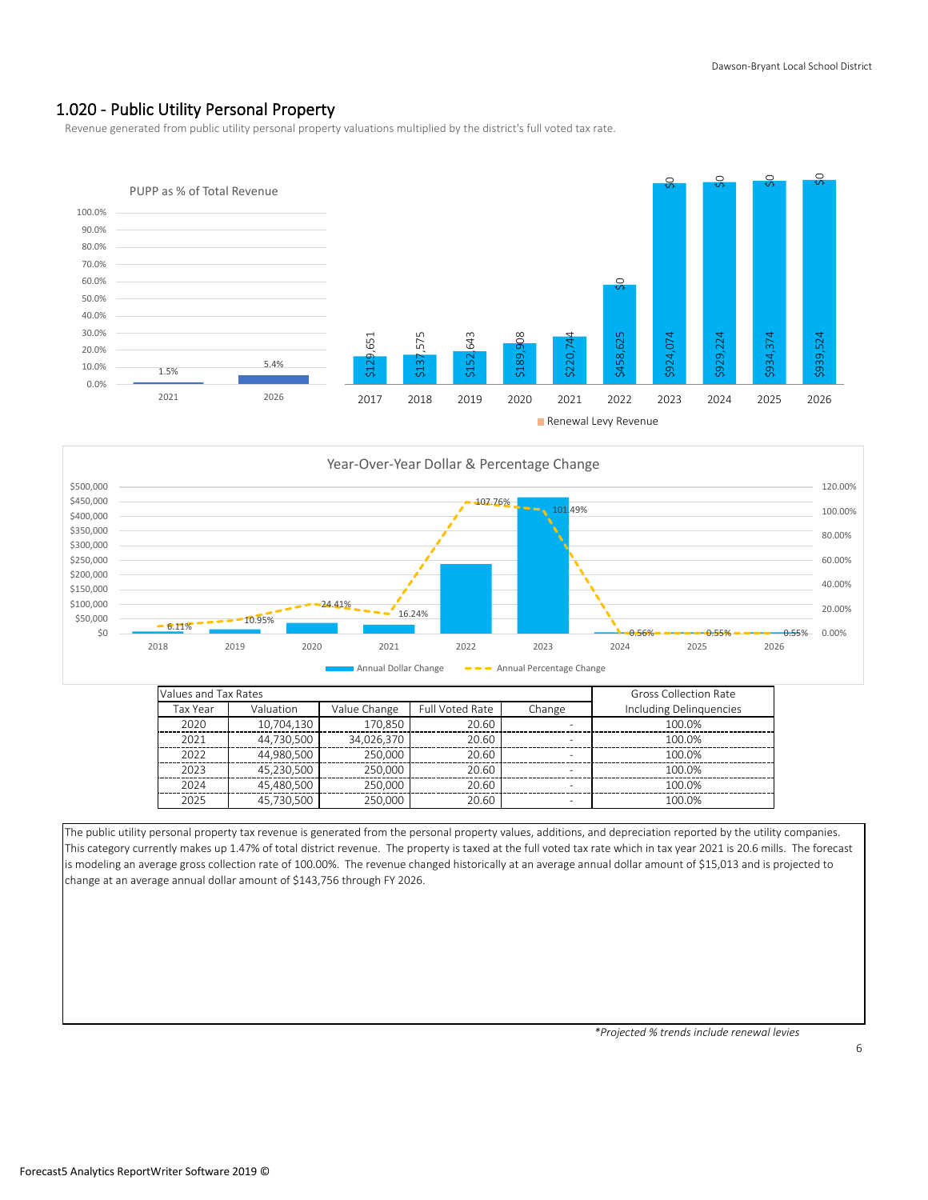## 1.020 - Public Utility Personal Property

Revenue generated from public utility personal property valuations multiplied by the district's full voted tax rate.

**PUPP as % of Total Revenue**

| Year | % |
|---|---|
| 2021 | 1.5% |
| 2026 | 5.4% |

| Year | Revenue | Renewal Levy Revenue |
|---|---|---|
| 2017 | $129,651 | |
| 2018 | $137,575 | |
| 2019 | $152,643 | |
| 2020 | $189,908 | |
| 2021 | $220,744 | |
| 2022 | $458,625 | $0 |
| 2023 | $924,074 | $0 |
| 2024 | $929,224 | $0 |
| 2025 | $934,374 | $0 |
| 2026 | $939,524 | $0 |

**Year-Over-Year Dollar & Percentage Change**

| Year | Annual Percentage Change |
|---|---|
| 2018 | 6.11% |
| 2019 | 10.95% |
| 2020 | 24.41% |
| 2021 | 16.24% |
| 2022 | 107.76% |
| 2023 | 101.49% |
| 2024 | 0.56% |
| 2025 | 0.55% |
| 2026 | 0.55% |

| Values and Tax Rates | | | | | Gross Collection Rate |
|---|---|---|---|---|---|
| Tax Year | Valuation | Value Change | Full Voted Rate | Change | Including Delinquencies |
| 2020 | 10,704,130 | 170,850 | 20.60 | - | 100.0% |
| 2021 | 44,730,500 | 34,026,370 | 20.60 | - | 100.0% |
| 2022 | 44,980,500 | 250,000 | 20.60 | - | 100.0% |
| 2023 | 45,230,500 | 250,000 | 20.60 | - | 100.0% |
| 2024 | 45,480,500 | 250,000 | 20.60 | - | 100.0% |
| 2025 | 45,730,500 | 250,000 | 20.60 | - | 100.0% |

The public utility personal property tax revenue is generated from the personal property values, additions, and depreciation reported by the utility companies. This category currently makes up 1.47% of total district revenue. The property is taxed at the full voted tax rate which in tax year 2021 is 20.6 mills. The forecast is modeling an average gross collection rate of 100.00%. The revenue changed historically at an average annual dollar amount of $15,013 and is projected to change at an average annual dollar amount of $143,756 through FY 2026.

*\*Projected % trends include renewal levies*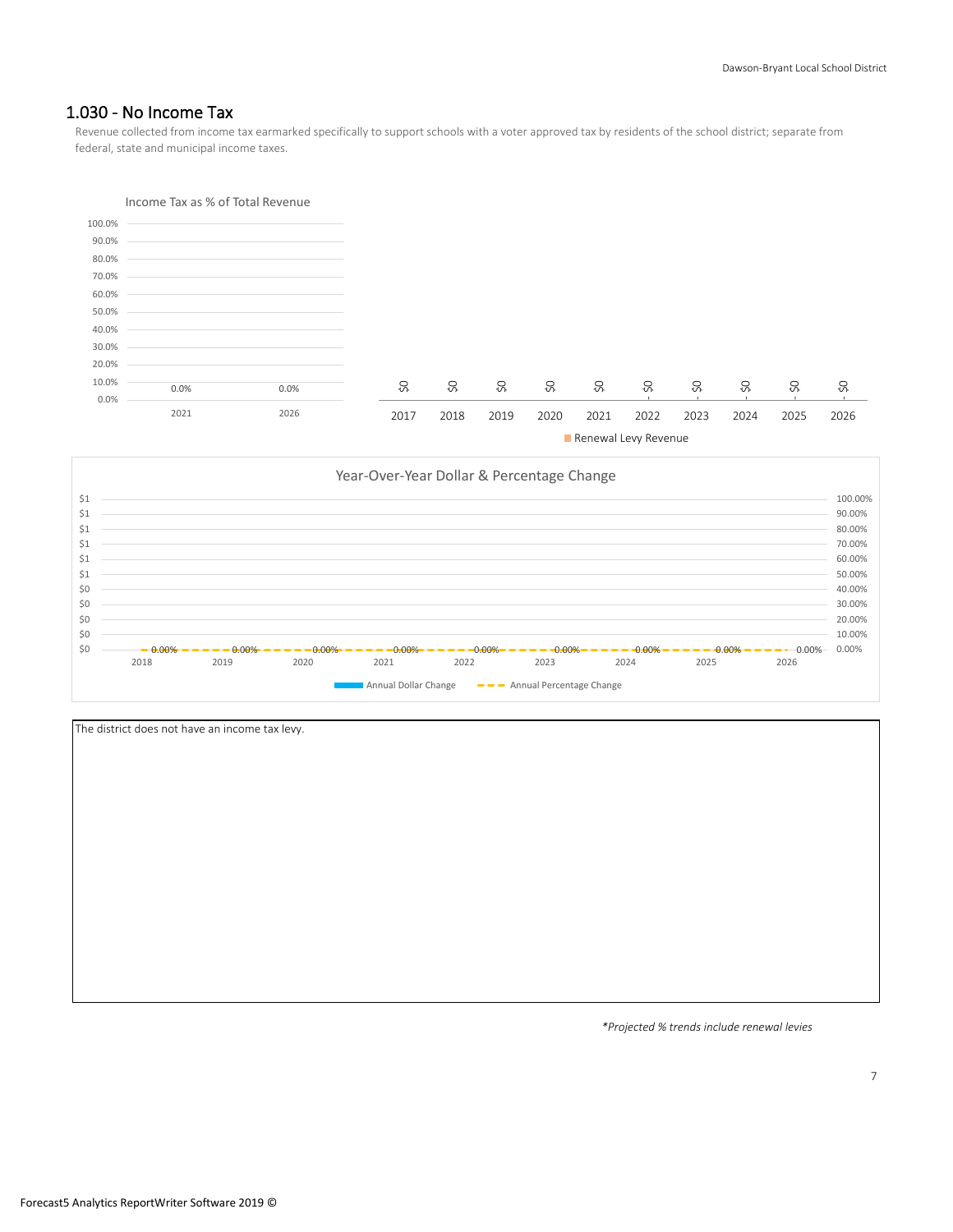## 1.030 - No Income Tax

Revenue collected from income tax earmarked specifically to support schools with a voter approved tax by residents of the school district; separate from federal, state and municipal income taxes.

Income Tax as % of Total Revenue

| 2021 | 2026 |
|---|---|
| 0.0% | 0.0% |

| 2017 | 2018 | 2019 | 2020 | 2021 | 2022 | 2023 | 2024 | 2025 | 2026 |
|---|---|---|---|---|---|---|---|---|---|
| $0 | $0 | $0 | $0 | $0 | $0 | $0 | $0 | $0 | $0 |

Renewal Levy Revenue

Year-Over-Year Dollar & Percentage Change

| 2018 | 2019 | 2020 | 2021 | 2022 | 2023 | 2024 | 2025 | 2026 |
|---|---|---|---|---|---|---|---|---|
| 0.00% | 0.00% | 0.00% | 0.00% | 0.00% | 0.00% | 0.00% | 0.00% | 0.00% |

Annual Dollar Change — Annual Percentage Change

The district does not have an income tax levy.

*Projected % trends include renewal levies*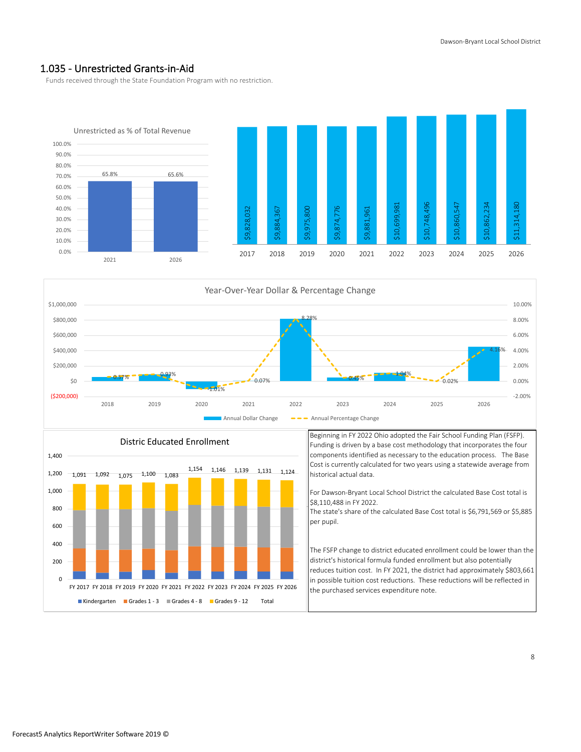## 1.035 - Unrestricted Grants-in-Aid

Funds received through the State Foundation Program with no restriction.

**Unrestricted as % of Total Revenue**

| Year | % |
|---|---|
| 2021 | 65.8% |
| 2026 | 65.6% |

| 2017 | 2018 | 2019 | 2020 | 2021 | 2022 | 2023 | 2024 | 2025 | 2026 |
|---|---|---|---|---|---|---|---|---|---|
| $9,828,032 | $9,884,367 | $9,975,800 | $9,874,776 | $9,881,961 | $10,699,981 | $10,748,496 | $10,860,547 | $10,862,234 | $11,314,180 |

**Year-Over-Year Dollar & Percentage Change**

| | 2018 | 2019 | 2020 | 2021 | 2022 | 2023 | 2024 | 2025 | 2026 |
|---|---|---|---|---|---|---|---|---|---|
| Annual Percentage Change | 0.57% | 0.93% | -1.01% | 0.07% | 8.28% | 0.45% | 1.04% | 0.02% | 4.16% |

**Distric Educated Enrollment**

| | FY 2017 | FY 2018 | FY 2019 | FY 2020 | FY 2021 | FY 2022 | FY 2023 | FY 2024 | FY 2025 | FY 2026 |
|---|---|---|---|---|---|---|---|---|---|---|
| Total | 1,091 | 1,092 | 1,075 | 1,100 | 1,083 | 1,154 | 1,146 | 1,139 | 1,131 | 1,124 |

Beginning in FY 2022 Ohio adopted the Fair School Funding Plan (FSFP). Funding is driven by a base cost methodology that incorporates the four components identified as necessary to the education process. The Base Cost is currently calculated for two years using a statewide average from historical actual data.

For Dawson-Bryant Local School District the calculated Base Cost total is $8,110,488 in FY 2022.
The state's share of the calculated Base Cost total is $6,791,569 or $5,885 per pupil.

The FSFP change to district educated enrollment could be lower than the district's historical formula funded enrollment but also potentially reduces tuition cost. In FY 2021, the district had approximately $803,661 in possible tuition cost reductions. These reductions will be reflected in the purchased services expenditure note.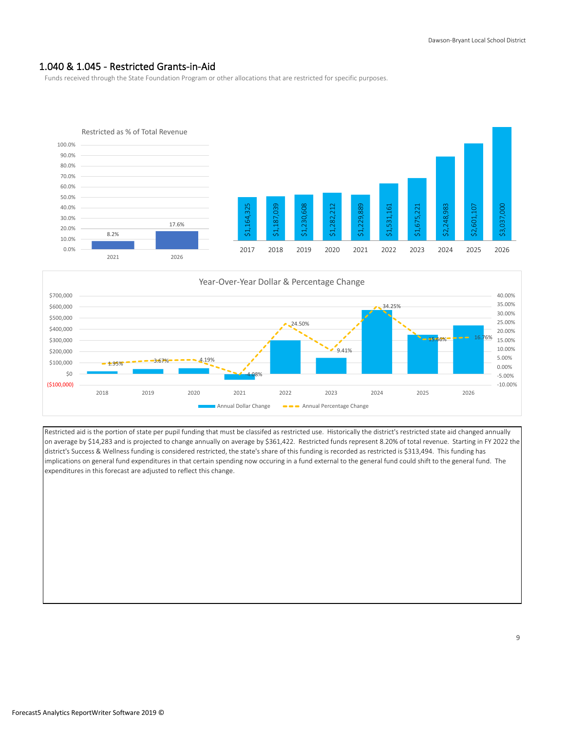## 1.040 & 1.045 - Restricted Grants-in-Aid

Funds received through the State Foundation Program or other allocations that are restricted for specific purposes.

**Restricted as % of Total Revenue**

| Year | % |
|---|---|
| 2021 | 8.2% |
| 2026 | 17.6% |

| Year | Amount |
|---|---|
| 2017 | $1,164,325 |
| 2018 | $1,187,039 |
| 2019 | $1,230,608 |
| 2020 | $1,282,212 |
| 2021 | $1,229,889 |
| 2022 | $1,531,161 |
| 2023 | $1,675,221 |
| 2024 | $2,248,983 |
| 2025 | $2,601,107 |
| 2026 | $3,037,000 |

**Year-Over-Year Dollar & Percentage Change**

| Year | Annual Percentage Change |
|---|---|
| 2018 | 1.95% |
| 2019 | 3.67% |
| 2020 | 4.19% |
| 2021 | -4.08% |
| 2022 | 24.50% |
| 2023 | 9.41% |
| 2024 | 34.25% |
| 2025 | 15.66% |
| 2026 | 16.76% |

Restricted aid is the portion of state per pupil funding that must be classifed as restricted use. Historically the district's restricted state aid changed annually on average by $14,283 and is projected to change annually on average by $361,422. Restricted funds represent 8.20% of total revenue. Starting in FY 2022 the district's Success & Wellness funding is considered restricted, the state's share of this funding is recorded as restricted is $313,494. This funding has implications on general fund expenditures in that certain spending now occuring in a fund external to the general fund could shift to the general fund. The expenditures in this forecast are adjusted to reflect this change.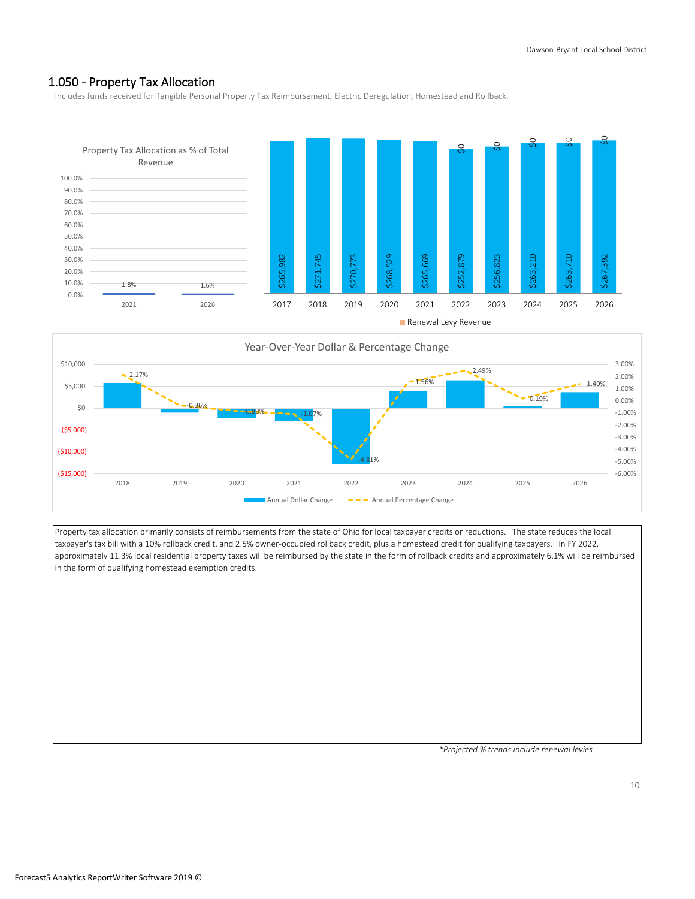## 1.050 - Property Tax Allocation

Includes funds received for Tangible Personal Property Tax Reimbursement, Electric Deregulation, Homestead and Rollback.

Property Tax Allocation as % of Total Revenue

| Year | % |
|---|---|
| 2021 | 1.8% |
| 2026 | 1.6% |

| Year | Amount | Renewal Levy Revenue |
|---|---|---|
| 2017 | $265,982 | |
| 2018 | $271,745 | |
| 2019 | $270,773 | |
| 2020 | $268,529 | |
| 2021 | $265,669 | |
| 2022 | $252,879 | $0 |
| 2023 | $256,823 | $0 |
| 2024 | $263,210 | $0 |
| 2025 | $263,710 | $0 |
| 2026 | $267,392 | $0 |

Year-Over-Year Dollar & Percentage Change

| Year | Annual Percentage Change |
|---|---|
| 2018 | 2.17% |
| 2019 | -0.36% |
| 2020 | -0.83% |
| 2021 | -1.07% |
| 2022 | -4.81% |
| 2023 | 1.56% |
| 2024 | 2.49% |
| 2025 | 0.19% |
| 2026 | 1.40% |

Property tax allocation primarily consists of reimbursements from the state of Ohio for local taxpayer credits or reductions. The state reduces the local taxpayer's tax bill with a 10% rollback credit, and 2.5% owner-occupied rollback credit, plus a homestead credit for qualifying taxpayers. In FY 2022, approximately 11.3% local residential property taxes will be reimbursed by the state in the form of rollback credits and approximately 6.1% will be reimbursed in the form of qualifying homestead exemption credits.

*\*Projected % trends include renewal levies*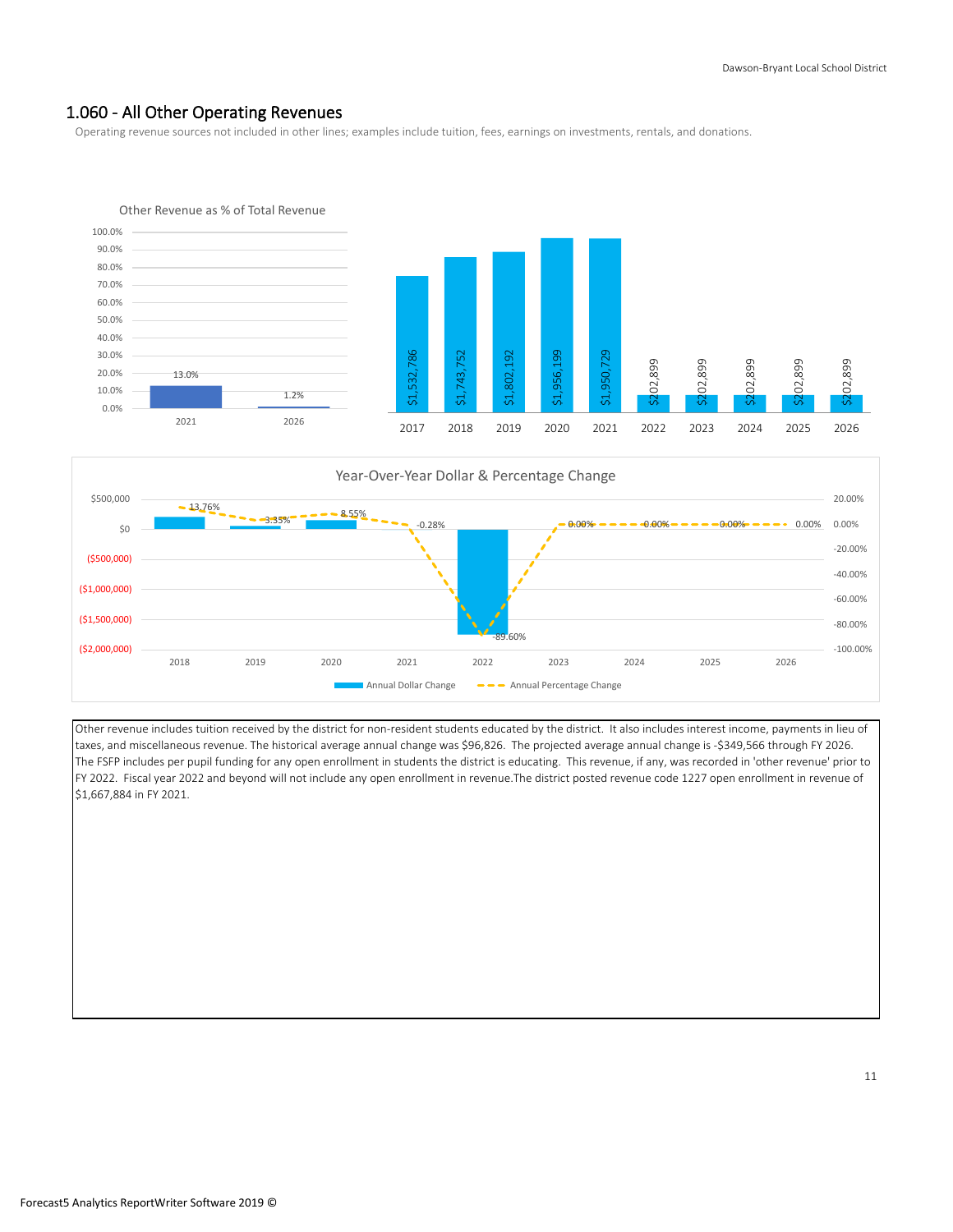## 1.060 - All Other Operating Revenues

Operating revenue sources not included in other lines; examples include tuition, fees, earnings on investments, rentals, and donations.

**Other Revenue as % of Total Revenue**

| Year | % |
|---|---|
| 2021 | 13.0% |
| 2026 | 1.2% |

| Year | Amount |
|---|---|
| 2017 | $1,532,786 |
| 2018 | $1,743,752 |
| 2019 | $1,802,192 |
| 2020 | $1,956,199 |
| 2021 | $1,950,729 |
| 2022 | $202,899 |
| 2023 | $202,899 |
| 2024 | $202,899 |
| 2025 | $202,899 |
| 2026 | $202,899 |

**Year-Over-Year Dollar & Percentage Change**

| Year | Annual Percentage Change |
|---|---|
| 2018 | 13.76% |
| 2019 | 3.35% |
| 2020 | 8.55% |
| 2021 | -0.28% |
| 2022 | -89.60% |
| 2023 | 0.00% |
| 2024 | 0.00% |
| 2025 | 0.00% |
| 2026 | 0.00% |

Other revenue includes tuition received by the district for non-resident students educated by the district. It also includes interest income, payments in lieu of taxes, and miscellaneous revenue. The historical average annual change was $96,826. The projected average annual change is -$349,566 through FY 2026. The FSFP includes per pupil funding for any open enrollment in students the district is educating. This revenue, if any, was recorded in 'other revenue' prior to FY 2022. Fiscal year 2022 and beyond will not include any open enrollment in revenue.The district posted revenue code 1227 open enrollment in revenue of $1,667,884 in FY 2021.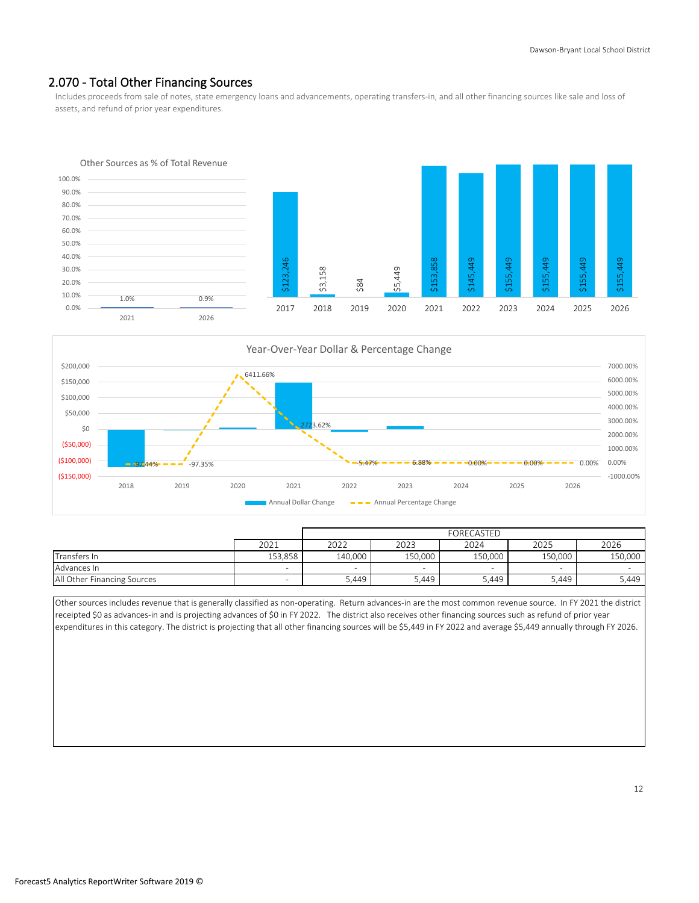## 2.070 - Total Other Financing Sources

Includes proceeds from sale of notes, state emergency loans and advancements, operating transfers-in, and all other financing sources like sale and loss of assets, and refund of prior year expenditures.

Other Sources as % of Total Revenue

| | 2021 | 2026 |
|---|---|---|
| Other Sources as % of Total Revenue | 1.0% | 0.9% |

| | 2017 | 2018 | 2019 | 2020 | 2021 | 2022 | 2023 | 2024 | 2025 | 2026 |
|---|---|---|---|---|---|---|---|---|---|---|
| Total Other Financing Sources | $123,246 | $3,158 | $84 | $5,449 | $153,858 | $145,449 | $155,449 | $155,449 | $155,449 | $155,449 |

Year-Over-Year Dollar & Percentage Change

| | 2018 | 2019 | 2020 | 2021 | 2022 | 2023 | 2024 | 2025 | 2026 |
|---|---|---|---|---|---|---|---|---|---|
| Annual Percentage Change | -97.44% | -97.35% | 6411.66% | 2723.62% | -5.47% | 6.88% | 0.00% | 0.00% | 0.00% |

| | 2021 | 2022 | 2023 | 2024 | 2025 | 2026 |
|---|---|---|---|---|---|---|
| | | FORECASTED | | | | |
| Transfers In | 153,858 | 140,000 | 150,000 | 150,000 | 150,000 | 150,000 |
| Advances In | - | - | - | - | - | - |
| All Other Financing Sources | - | 5,449 | 5,449 | 5,449 | 5,449 | 5,449 |

Other sources includes revenue that is generally classified as non-operating. Return advances-in are the most common revenue source. In FY 2021 the district receipted $0 as advances-in and is projecting advances of $0 in FY 2022. The district also receives other financing sources such as refund of prior year expenditures in this category. The district is projecting that all other financing sources will be $5,449 in FY 2022 and average $5,449 annually through FY 2026.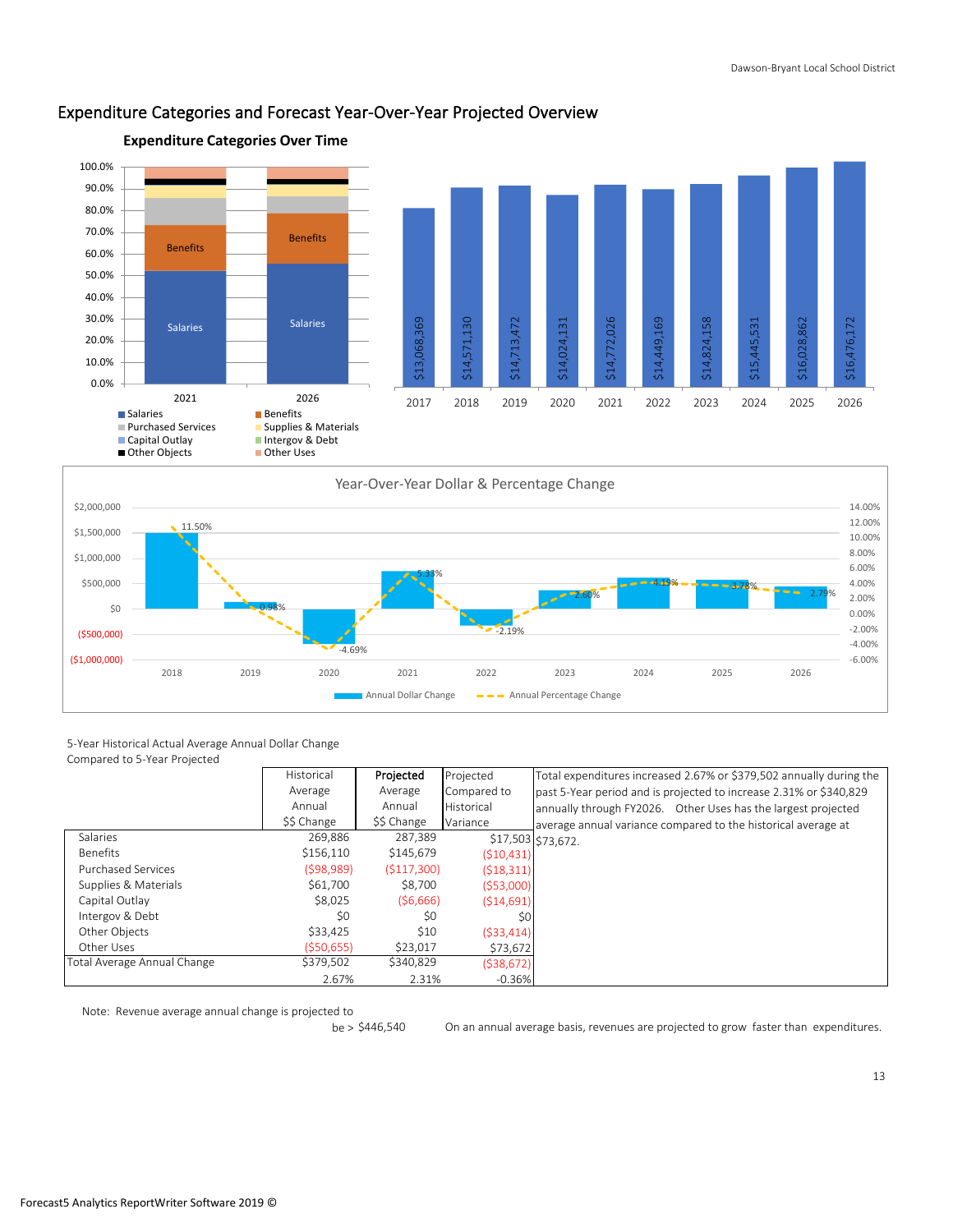## Expenditure Categories and Forecast Year-Over-Year Projected Overview

**Expenditure Categories Over Time**

| Year | 2017 | 2018 | 2019 | 2020 | 2021 | 2022 | 2023 | 2024 | 2025 | 2026 |
|---|---|---|---|---|---|---|---|---|---|---|
| Total Expenditures | $13,068,369 | $14,571,130 | $14,713,472 | $14,024,131 | $14,772,026 | $14,449,169 | $14,824,158 | $15,445,531 | $16,028,862 | $16,476,172 |

Legend: Salaries, Benefits, Purchased Services, Supplies & Materials, Capital Outlay, Intergov & Debt, Other Objects, Other Uses

**Year-Over-Year Dollar & Percentage Change**

| Year | 2018 | 2019 | 2020 | 2021 | 2022 | 2023 | 2024 | 2025 | 2026 |
|---|---|---|---|---|---|---|---|---|---|
| Annual Percentage Change | 11.50% | 0.98% | -4.69% | 5.33% | -2.19% | 2.60% | 4.19% | 3.78% | 2.79% |

5-Year Historical Actual Average Annual Dollar Change Compared to 5-Year Projected

| | Historical Average Annual $$ Change | **Projected** Average Annual $$ Change | Projected Compared to Historical Variance |
|---|---|---|---|
| Salaries | 269,886 | 287,389 | $17,503 |
| Benefits | $156,110 | $145,679 | ($10,431) |
| Purchased Services | ($98,989) | ($117,300) | ($18,311) |
| Supplies & Materials | $61,700 | $8,700 | ($53,000) |
| Capital Outlay | $8,025 | ($6,666) | ($14,691) |
| Intergov & Debt | $0 | $0 | $0 |
| Other Objects | $33,425 | $10 | ($33,414) |
| Other Uses | ($50,655) | $23,017 | $73,672 |
| Total Average Annual Change | $379,502 | $340,829 | ($38,672) |
| | 2.67% | 2.31% | -0.36% |

Total expenditures increased 2.67% or $379,502 annually during the past 5-Year period and is projected to increase 2.31% or $340,829 annually through FY2026. Other Uses has the largest projected average annual variance compared to the historical average at $73,672.

Note: Revenue average annual change is projected to be > $446,540

On an annual average basis, revenues are projected to grow faster than expenditures.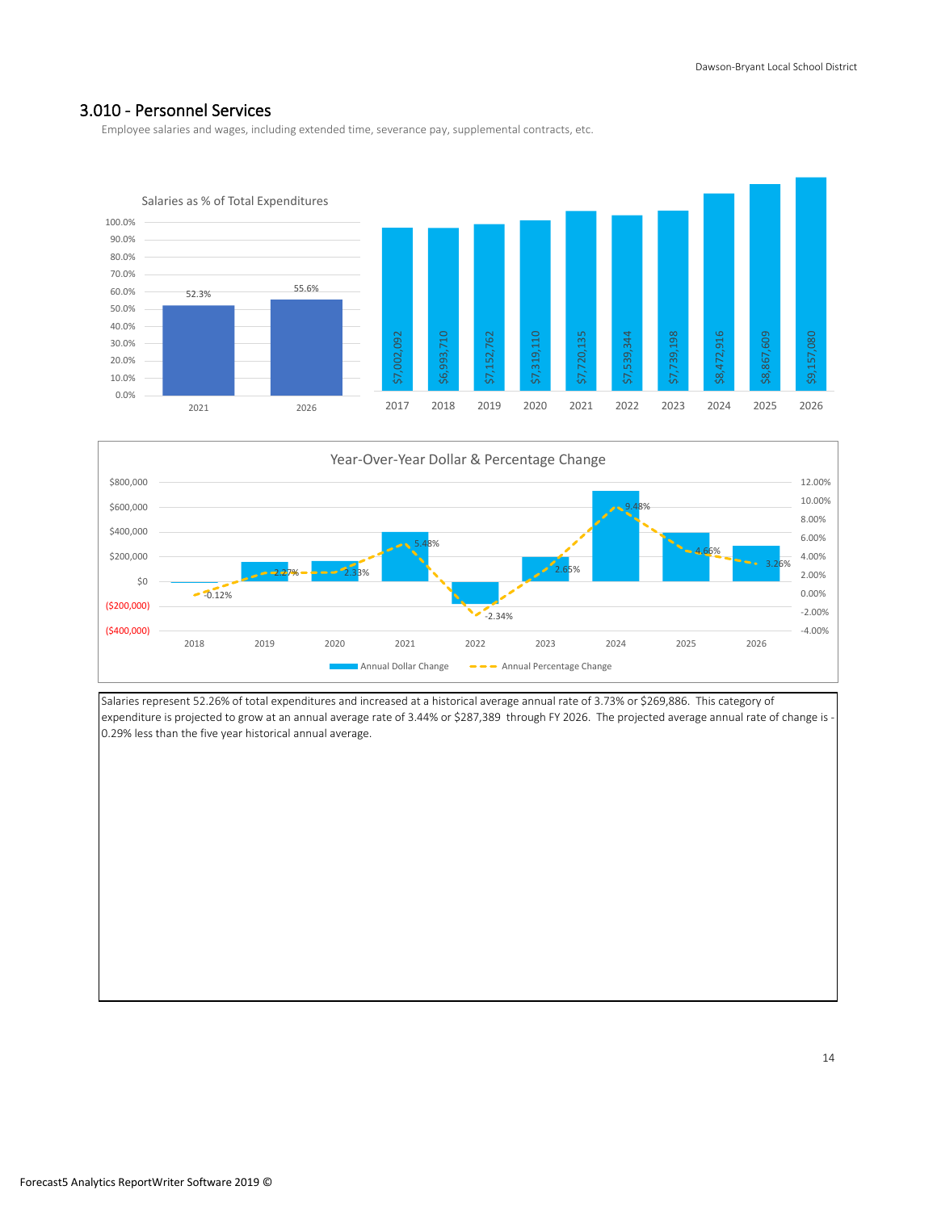## 3.010 - Personnel Services

Employee salaries and wages, including extended time, severance pay, supplemental contracts, etc.

Salaries as % of Total Expenditures

| Year | % |
|---|---|
| 2021 | 52.3% |
| 2026 | 55.6% |

| 2017 | 2018 | 2019 | 2020 | 2021 | 2022 | 2023 | 2024 | 2025 | 2026 |
|---|---|---|---|---|---|---|---|---|---|
| $7,002,092 | $6,993,710 | $7,152,762 | $7,319,110 | $7,720,135 | $7,539,344 | $7,739,198 | $8,472,916 | $8,867,609 | $9,157,080 |

Year-Over-Year Dollar & Percentage Change

| | 2018 | 2019 | 2020 | 2021 | 2022 | 2023 | 2024 | 2025 | 2026 |
|---|---|---|---|---|---|---|---|---|---|
| Annual Percentage Change | -0.12% | 2.27% | 2.33% | 5.48% | -2.34% | 2.65% | 9.48% | 4.66% | 3.26% |

Salaries represent 52.26% of total expenditures and increased at a historical average annual rate of 3.73% or $269,886. This category of expenditure is projected to grow at an annual average rate of 3.44% or $287,389 through FY 2026. The projected average annual rate of change is -0.29% less than the five year historical annual average.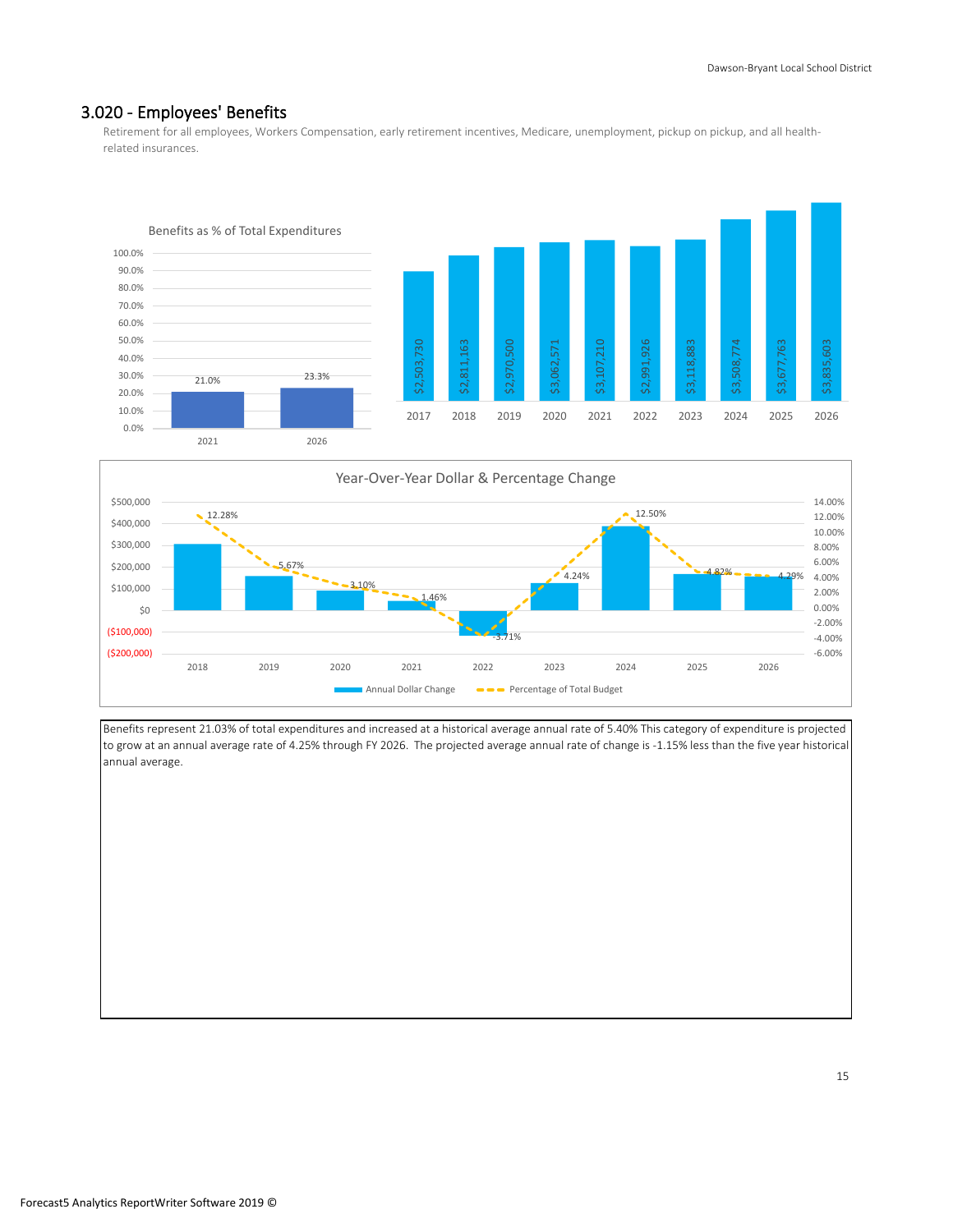## 3.020 - Employees' Benefits

Retirement for all employees, Workers Compensation, early retirement incentives, Medicare, unemployment, pickup on pickup, and all health-related insurances.

**Benefits as % of Total Expenditures**

| Year | % of Total Expenditures |
|---|---|
| 2021 | 21.0% |
| 2026 | 23.3% |

| Year | Benefits |
|---|---|
| 2017 | $2,503,730 |
| 2018 | $2,811,163 |
| 2019 | $2,970,500 |
| 2020 | $3,062,571 |
| 2021 | $3,107,210 |
| 2022 | $2,991,926 |
| 2023 | $3,118,883 |
| 2024 | $3,508,774 |
| 2025 | $3,677,763 |
| 2026 | $3,835,603 |

**Year-Over-Year Dollar & Percentage Change**

| Year | Percentage of Total Budget |
|---|---|
| 2018 | 12.28% |
| 2019 | 5.67% |
| 2020 | 3.10% |
| 2021 | 1.46% |
| 2022 | -3.71% |
| 2023 | 4.24% |
| 2024 | 12.50% |
| 2025 | 4.82% |
| 2026 | 4.29% |

Benefits represent 21.03% of total expenditures and increased at a historical average annual rate of 5.40% This category of expenditure is projected to grow at an annual average rate of 4.25% through FY 2026. The projected average annual rate of change is -1.15% less than the five year historical annual average.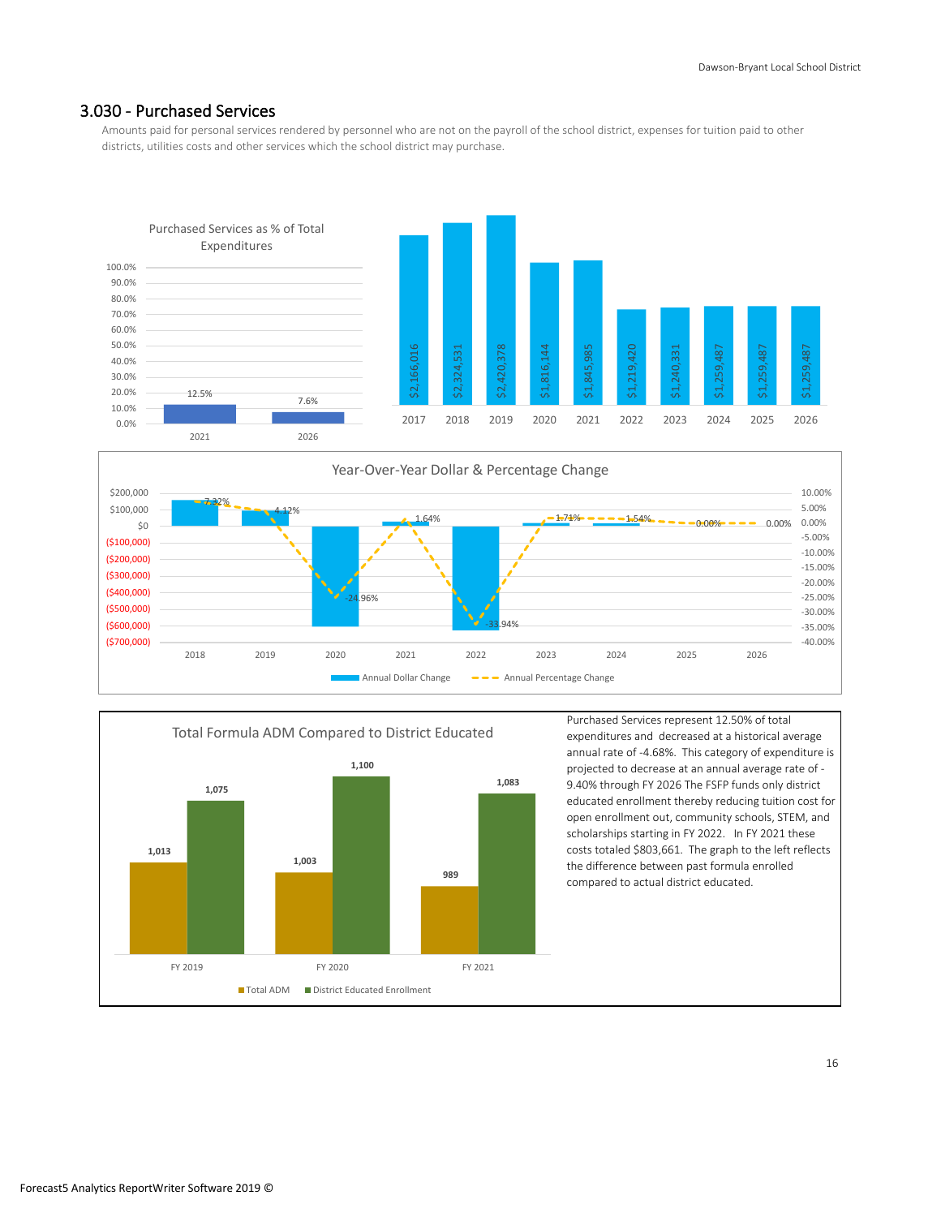## 3.030 - Purchased Services

Amounts paid for personal services rendered by personnel who are not on the payroll of the school district, expenses for tuition paid to other districts, utilities costs and other services which the school district may purchase.

**Purchased Services as % of Total Expenditures**

| Year | % |
|---|---|
| 2021 | 12.5% |
| 2026 | 7.6% |

| Year | Amount |
|---|---|
| 2017 | $2,166,016 |
| 2018 | $2,324,531 |
| 2019 | $2,420,378 |
| 2020 | $1,816,144 |
| 2021 | $1,845,985 |
| 2022 | $1,219,420 |
| 2023 | $1,240,331 |
| 2024 | $1,259,487 |
| 2025 | $1,259,487 |
| 2026 | $1,259,487 |

**Year-Over-Year Dollar & Percentage Change**

| Year | Annual Percentage Change |
|---|---|
| 2018 | 7.32% |
| 2019 | 4.12% |
| 2020 | -24.96% |
| 2021 | 1.64% |
| 2022 | -33.94% |
| 2023 | 1.71% |
| 2024 | 1.54% |
| 2025 | 0.00% |
| 2026 | 0.00% |

**Total Formula ADM Compared to District Educated**

| | FY 2019 | FY 2020 | FY 2021 |
|---|---|---|---|
| Total ADM | 1,013 | 1,003 | 989 |
| District Educated Enrollment | 1,075 | 1,100 | 1,083 |

Purchased Services represent 12.50% of total expenditures and decreased at a historical average annual rate of -4.68%. This category of expenditure is projected to decrease at an annual average rate of -9.40% through FY 2026 The FSFP funds only district educated enrollment thereby reducing tuition cost for open enrollment out, community schools, STEM, and scholarships starting in FY 2022. In FY 2021 these costs totaled $803,661. The graph to the left reflects the difference between past formula enrolled compared to actual district educated.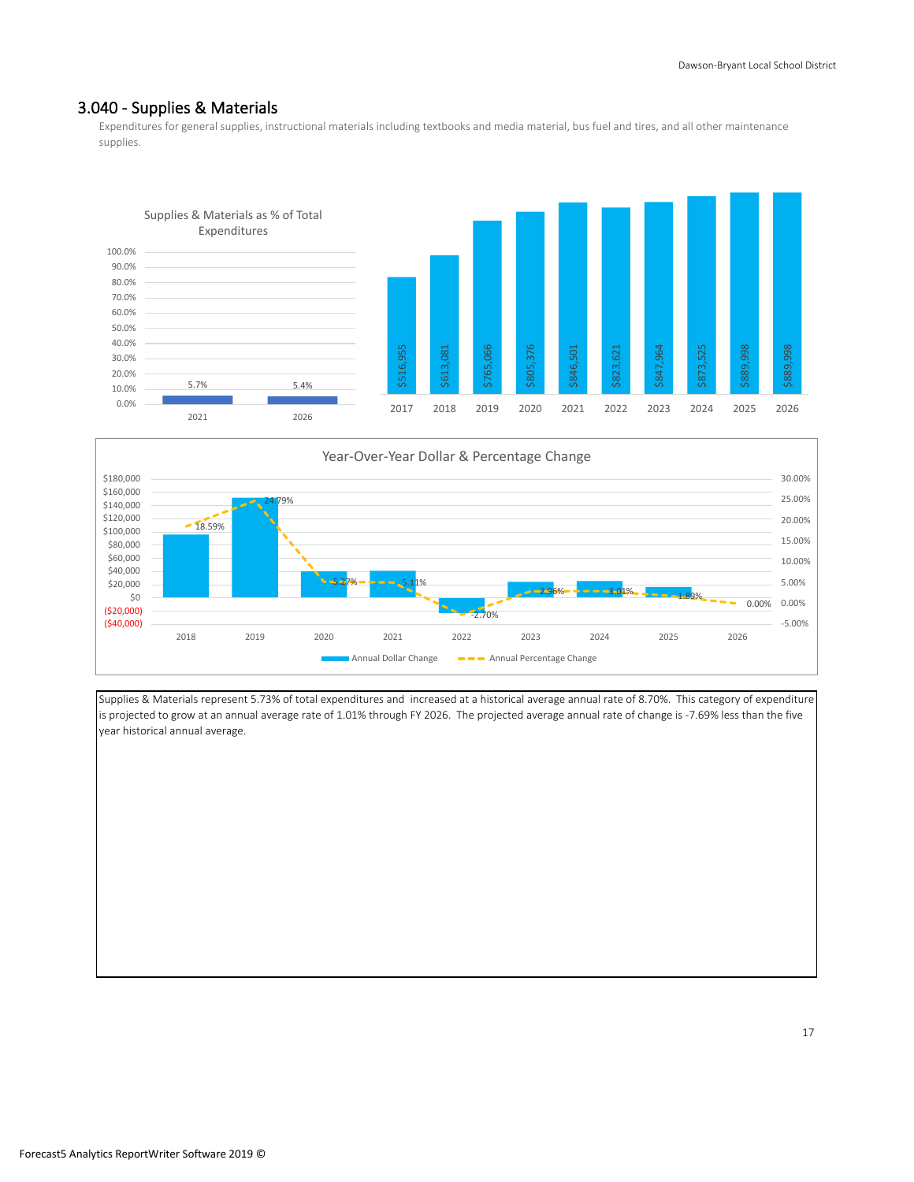## 3.040 - Supplies & Materials

Expenditures for general supplies, instructional materials including textbooks and media material, bus fuel and tires, and all other maintenance supplies.

**Supplies & Materials as % of Total Expenditures**

| Year | % |
|---|---|
| 2021 | 5.7% |
| 2026 | 5.4% |

| 2017 | 2018 | 2019 | 2020 | 2021 | 2022 | 2023 | 2024 | 2025 | 2026 |
|---|---|---|---|---|---|---|---|---|---|
| $516,955 | $613,081 | $765,066 | $805,376 | $846,501 | $823,621 | $847,964 | $873,525 | $889,998 | $889,998 |

**Year-Over-Year Dollar & Percentage Change**

| Year | Annual Percentage Change |
|---|---|
| 2018 | 18.59% |
| 2019 | 24.79% |
| 2020 | 5.27% |
| 2021 | 5.11% |
| 2022 | -2.70% |
| 2023 | 2.96% |
| 2024 | 3.01% |
| 2025 | 1.89% |
| 2026 | 0.00% |

Supplies & Materials represent 5.73% of total expenditures and increased at a historical average annual rate of 8.70%. This category of expenditure is projected to grow at an annual average rate of 1.01% through FY 2026. The projected average annual rate of change is -7.69% less than the five year historical annual average.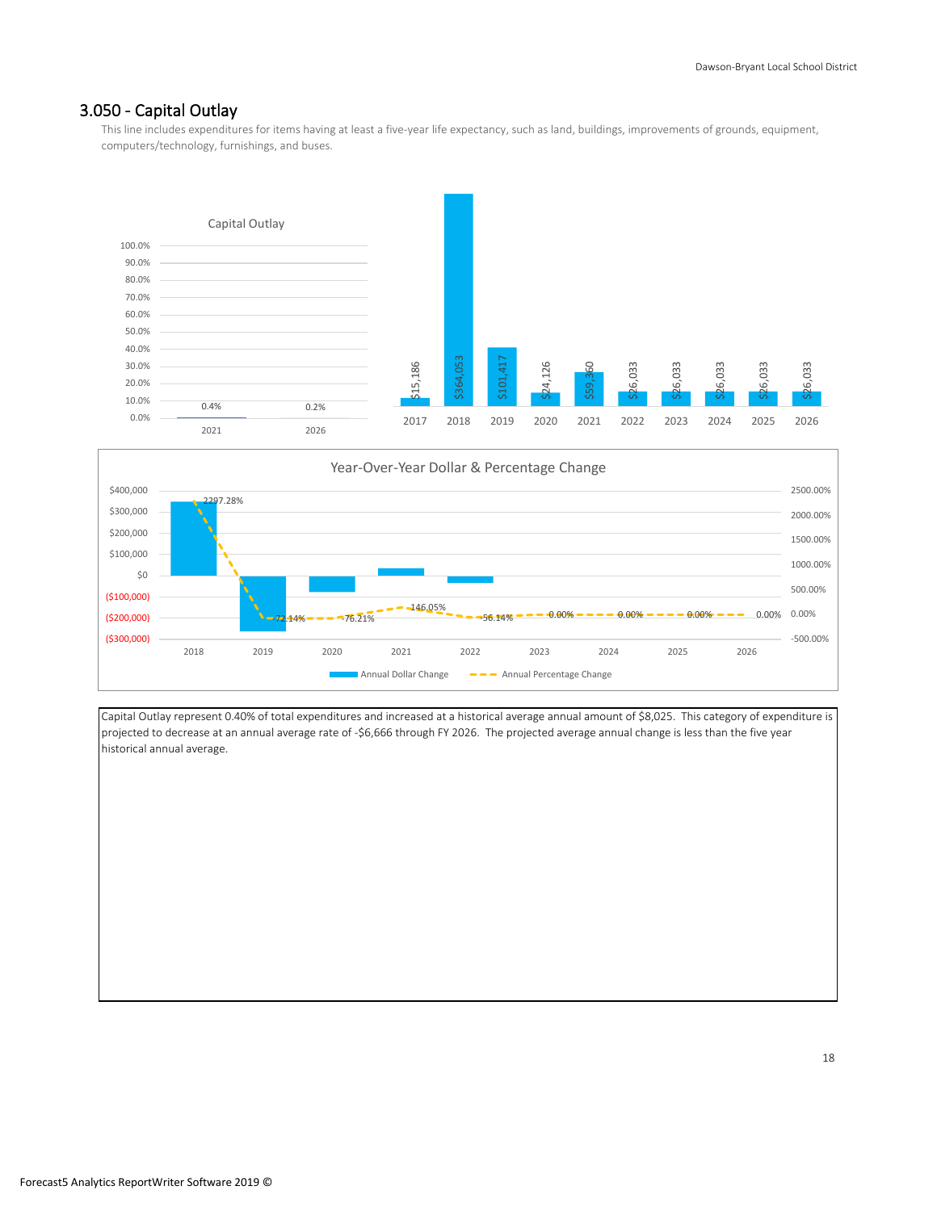## 3.050 - Capital Outlay

This line includes expenditures for items having at least a five-year life expectancy, such as land, buildings, improvements of grounds, equipment, computers/technology, furnishings, and buses.

Capital Outlay

| | 2021 | 2026 |
|---|---|---|
| Capital Outlay | 0.4% | 0.2% |

| 2017 | 2018 | 2019 | 2020 | 2021 | 2022 | 2023 | 2024 | 2025 | 2026 |
|---|---|---|---|---|---|---|---|---|---|
| $15,186 | $364,053 | $101,417 | $24,126 | $59,360 | $26,033 | $26,033 | $26,033 | $26,033 | $26,033 |

Year-Over-Year Dollar & Percentage Change

| | 2018 | 2019 | 2020 | 2021 | 2022 | 2023 | 2024 | 2025 | 2026 |
|---|---|---|---|---|---|---|---|---|---|
| Annual Percentage Change | 2297.28% | -72.14% | -76.21% | 146.05% | -56.14% | 0.00% | 0.00% | 0.00% | 0.00% |

Capital Outlay represent 0.40% of total expenditures and increased at a historical average annual amount of $8,025. This category of expenditure is projected to decrease at an annual average rate of -$6,666 through FY 2026. The projected average annual change is less than the five year historical annual average.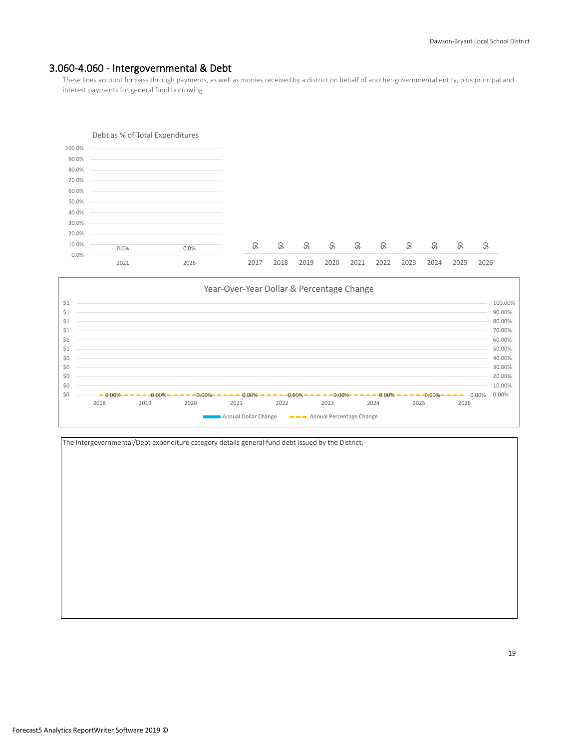## 3.060-4.060 - Intergovernmental & Debt

These lines account for pass through payments, as well as monies received by a district on behalf of another governmental entity, plus principal and interest payments for general fund borrowing.

Debt as % of Total Expenditures

| 2021 | 2026 |
| --- | --- |
| 0.0% | 0.0% |

| 2017 | 2018 | 2019 | 2020 | 2021 | 2022 | 2023 | 2024 | 2025 | 2026 |
| --- | --- | --- | --- | --- | --- | --- | --- | --- | --- |
| $0 | $0 | $0 | $0 | $0 | $0 | $0 | $0 | $0 | $0 |

Year-Over-Year Dollar & Percentage Change

| | 2018 | 2019 | 2020 | 2021 | 2022 | 2023 | 2024 | 2025 | 2026 |
| --- | --- | --- | --- | --- | --- | --- | --- | --- | --- |
| Annual Percentage Change | 0.00% | 0.00% | 0.00% | 0.00% | 0.00% | 0.00% | 0.00% | 0.00% | 0.00% |

Annual Dollar Change | Annual Percentage Change

The Intergovernmental/Debt expenditure category details general fund debt issued by the District.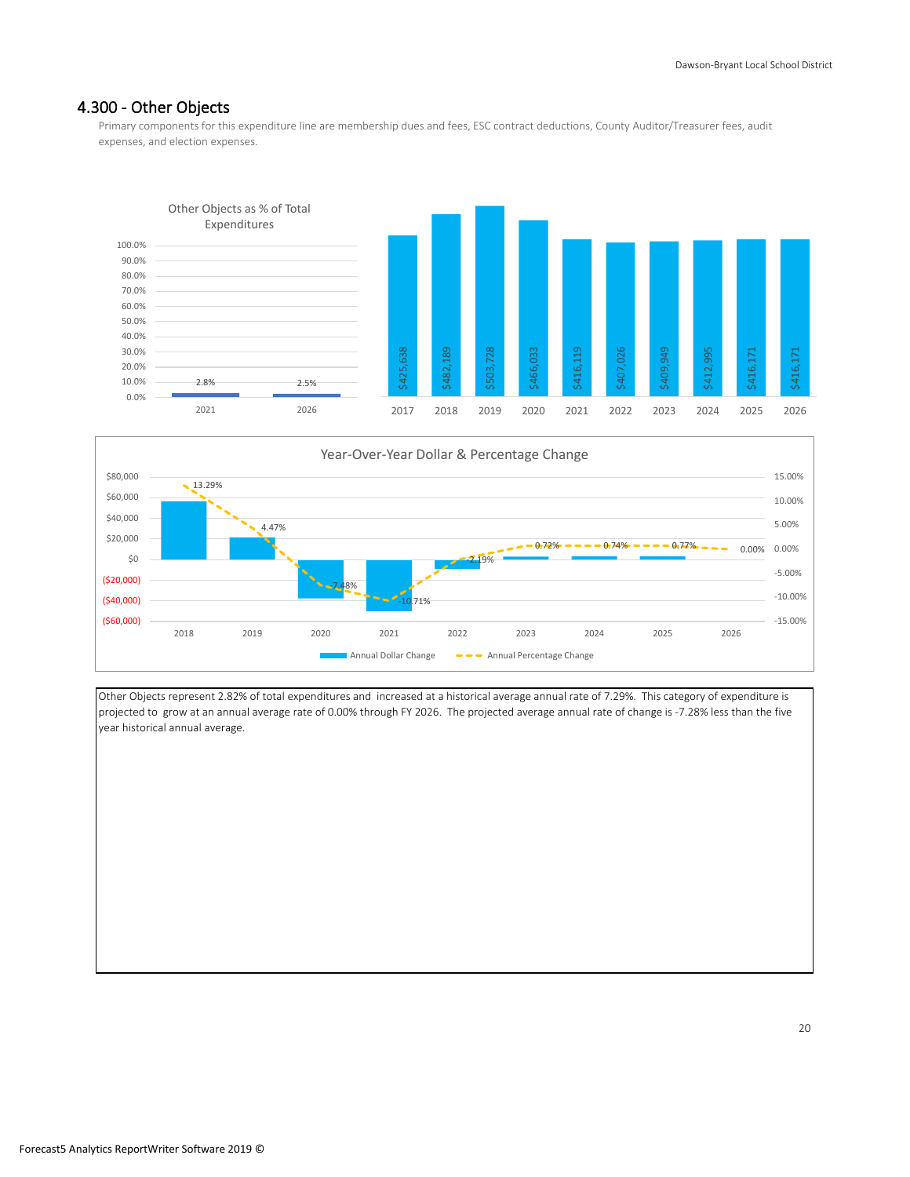## 4.300 - Other Objects

Primary components for this expenditure line are membership dues and fees, ESC contract deductions, County Auditor/Treasurer fees, audit expenses, and election expenses.

**Other Objects as % of Total Expenditures**

| Year | % |
|---|---|
| 2021 | 2.8% |
| 2026 | 2.5% |

| Year | Amount |
|---|---|
| 2017 | $425,638 |
| 2018 | $482,189 |
| 2019 | $503,728 |
| 2020 | $466,033 |
| 2021 | $416,119 |
| 2022 | $407,026 |
| 2023 | $409,949 |
| 2024 | $412,995 |
| 2025 | $416,171 |
| 2026 | $416,171 |

**Year-Over-Year Dollar & Percentage Change**

| Year | Annual Percentage Change |
|---|---|
| 2018 | 13.29% |
| 2019 | 4.47% |
| 2020 | -7.48% |
| 2021 | -10.71% |
| 2022 | -2.19% |
| 2023 | 0.72% |
| 2024 | 0.74% |
| 2025 | 0.77% |
| 2026 | 0.00% |

Other Objects represent 2.82% of total expenditures and increased at a historical average annual rate of 7.29%. This category of expenditure is projected to grow at an annual average rate of 0.00% through FY 2026. The projected average annual rate of change is -7.28% less than the five year historical annual average.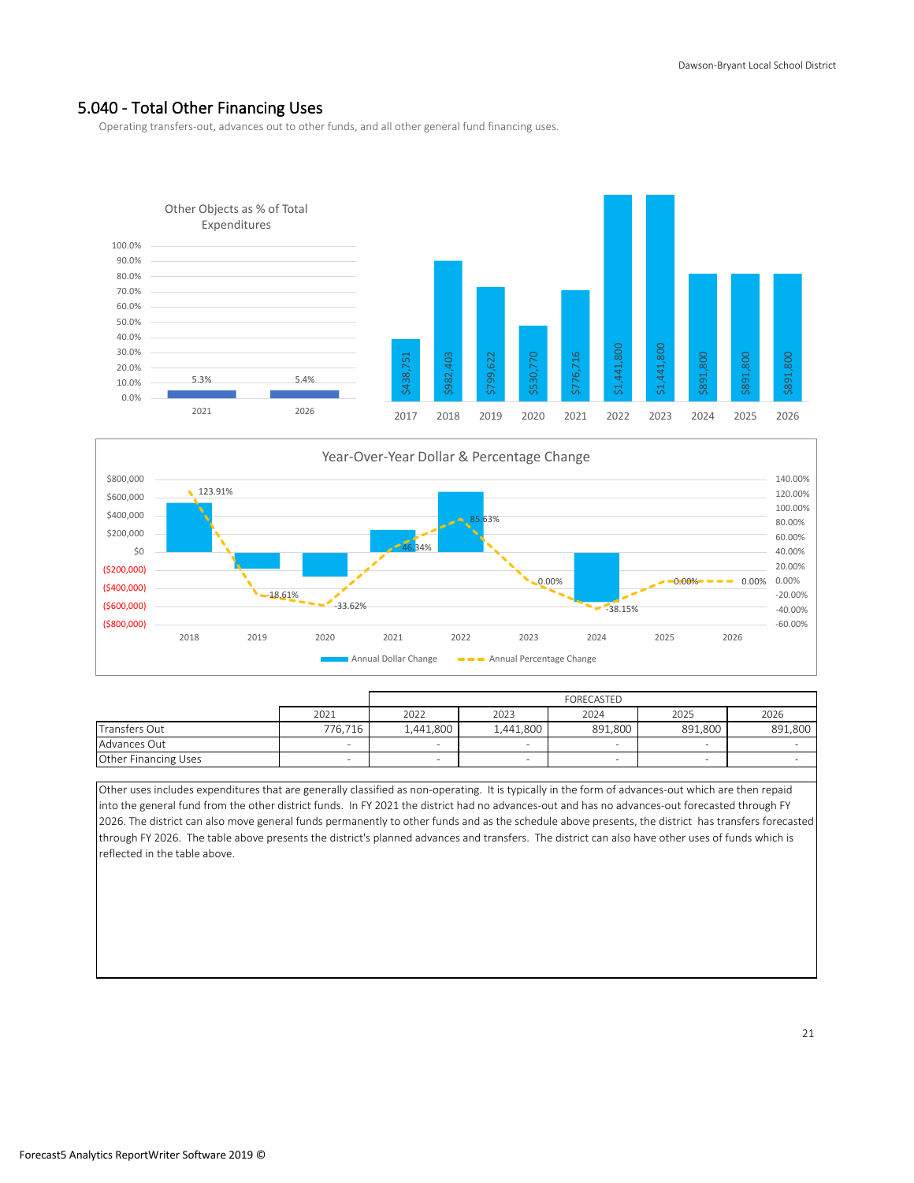## 5.040 - Total Other Financing Uses

Operating transfers-out, advances out to other funds, and all other general fund financing uses.

Other Objects as % of Total Expenditures

| | 2021 | 2026 |
|---|---|---|
| % of Total Expenditures | 5.3% | 5.4% |

| 2017 | 2018 | 2019 | 2020 | 2021 | 2022 | 2023 | 2024 | 2025 | 2026 |
|---|---|---|---|---|---|---|---|---|---|
| $438,751 | $982,403 | $799,622 | $530,770 | $776,716 | $1,441,800 | $1,441,800 | $891,800 | $891,800 | $891,800 |

Year-Over-Year Dollar & Percentage Change

| | 2018 | 2019 | 2020 | 2021 | 2022 | 2023 | 2024 | 2025 | 2026 |
|---|---|---|---|---|---|---|---|---|---|
| Annual Percentage Change | 123.91% | -18.61% | -33.62% | 46.34% | 85.63% | 0.00% | -38.15% | 0.00% | 0.00% |

| | 2021 | 2022 | 2023 | 2024 | 2025 | 2026 |
|---|---|---|---|---|---|---|
| | | FORECASTED | | | | |
| Transfers Out | 776,716 | 1,441,800 | 1,441,800 | 891,800 | 891,800 | 891,800 |
| Advances Out | - | - | - | - | - | - |
| Other Financing Uses | - | - | - | - | - | - |

Other uses includes expenditures that are generally classified as non-operating. It is typically in the form of advances-out which are then repaid into the general fund from the other district funds. In FY 2021 the district had no advances-out and has no advances-out forecasted through FY 2026. The district can also move general funds permanently to other funds and as the schedule above presents, the district has transfers forecasted through FY 2026. The table above presents the district's planned advances and transfers. The district can also have other uses of funds which is reflected in the table above.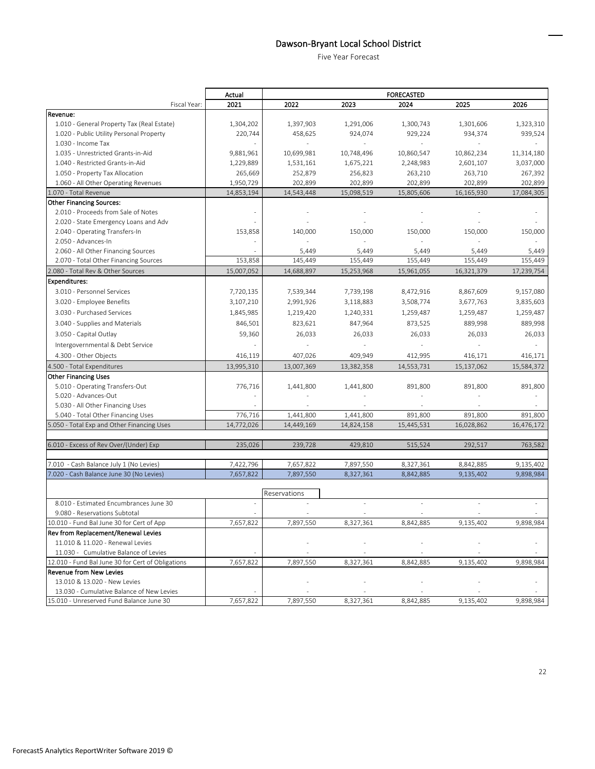## Dawson-Bryant Local School District

Five Year Forecast

| | Actual | FORECASTED | | | | |
|---|---|---|---|---|---|---|
| Fiscal Year: | 2021 | 2022 | 2023 | 2024 | 2025 | 2026 |
| **Revenue:** | | | | | | |
| 1.010 - General Property Tax (Real Estate) | 1,304,202 | 1,397,903 | 1,291,006 | 1,300,743 | 1,301,606 | 1,323,310 |
| 1.020 - Public Utility Personal Property | 220,744 | 458,625 | 924,074 | 929,224 | 934,374 | 939,524 |
| 1.030 - Income Tax | - | - | - | - | - | - |
| 1.035 - Unrestricted Grants-in-Aid | 9,881,961 | 10,699,981 | 10,748,496 | 10,860,547 | 10,862,234 | 11,314,180 |
| 1.040 - Restricted Grants-in-Aid | 1,229,889 | 1,531,161 | 1,675,221 | 2,248,983 | 2,601,107 | 3,037,000 |
| 1.050 - Property Tax Allocation | 265,669 | 252,879 | 256,823 | 263,210 | 263,710 | 267,392 |
| 1.060 - All Other Operating Revenues | 1,950,729 | 202,899 | 202,899 | 202,899 | 202,899 | 202,899 |
| 1.070 - Total Revenue | 14,853,194 | 14,543,448 | 15,098,519 | 15,805,606 | 16,165,930 | 17,084,305 |
| **Other Financing Sources:** | | | | | | |
| 2.010 - Proceeds from Sale of Notes | - | - | - | - | - | - |
| 2.020 - State Emergency Loans and Adv | - | - | - | - | - | - |
| 2.040 - Operating Transfers-In | 153,858 | 140,000 | 150,000 | 150,000 | 150,000 | 150,000 |
| 2.050 - Advances-In | - | - | - | - | - | - |
| 2.060 - All Other Financing Sources | - | 5,449 | 5,449 | 5,449 | 5,449 | 5,449 |
| 2.070 - Total Other Financing Sources | 153,858 | 145,449 | 155,449 | 155,449 | 155,449 | 155,449 |
| 2.080 - Total Rev & Other Sources | 15,007,052 | 14,688,897 | 15,253,968 | 15,961,055 | 16,321,379 | 17,239,754 |
| **Expenditures:** | | | | | | |
| 3.010 - Personnel Services | 7,720,135 | 7,539,344 | 7,739,198 | 8,472,916 | 8,867,609 | 9,157,080 |
| 3.020 - Employee Benefits | 3,107,210 | 2,991,926 | 3,118,883 | 3,508,774 | 3,677,763 | 3,835,603 |
| 3.030 - Purchased Services | 1,845,985 | 1,219,420 | 1,240,331 | 1,259,487 | 1,259,487 | 1,259,487 |
| 3.040 - Supplies and Materials | 846,501 | 823,621 | 847,964 | 873,525 | 889,998 | 889,998 |
| 3.050 - Capital Outlay | 59,360 | 26,033 | 26,033 | 26,033 | 26,033 | 26,033 |
| Intergovernmental & Debt Service | - | - | - | - | - | - |
| 4.300 - Other Objects | 416,119 | 407,026 | 409,949 | 412,995 | 416,171 | 416,171 |
| 4.500 - Total Expenditures | 13,995,310 | 13,007,369 | 13,382,358 | 14,553,731 | 15,137,062 | 15,584,372 |
| **Other Financing Uses** | | | | | | |
| 5.010 - Operating Transfers-Out | 776,716 | 1,441,800 | 1,441,800 | 891,800 | 891,800 | 891,800 |
| 5.020 - Advances-Out | - | - | - | - | - | - |
| 5.030 - All Other Financing Uses | - | - | - | - | - | - |
| 5.040 - Total Other Financing Uses | 776,716 | 1,441,800 | 1,441,800 | 891,800 | 891,800 | 891,800 |
| 5.050 - Total Exp and Other Financing Uses | 14,772,026 | 14,449,169 | 14,824,158 | 15,445,531 | 16,028,862 | 16,476,172 |
| | | | | | | |
| 6.010 - Excess of Rev Over/(Under) Exp | 235,026 | 239,728 | 429,810 | 515,524 | 292,517 | 763,582 |
| | | | | | | |
| 7.010 - Cash Balance July 1 (No Levies) | 7,422,796 | 7,657,822 | 7,897,550 | 8,327,361 | 8,842,885 | 9,135,402 |
| 7.020 - Cash Balance June 30 (No Levies) | 7,657,822 | 7,897,550 | 8,327,361 | 8,842,885 | 9,135,402 | 9,898,984 |
| | | Reservations | | | | |
| 8.010 - Estimated Encumbrances June 30 | - | - | - | - | - | - |
| 9.080 - Reservations Subtotal | - | - | - | - | - | - |
| 10.010 - Fund Bal June 30 for Cert of App | 7,657,822 | 7,897,550 | 8,327,361 | 8,842,885 | 9,135,402 | 9,898,984 |
| **Rev from Replacement/Renewal Levies** | | | | | | |
| 11.010 & 11.020 - Renewal Levies | | - | - | - | - | - |
| 11.030 - Cumulative Balance of Levies | - | - | - | - | - | - |
| 12.010 - Fund Bal June 30 for Cert of Obligations | 7,657,822 | 7,897,550 | 8,327,361 | 8,842,885 | 9,135,402 | 9,898,984 |
| **Revenue from New Levies** | | | | | | |
| 13.010 & 13.020 - New Levies | | - | - | - | - | - |
| 13.030 - Cumulative Balance of New Levies | - | - | - | - | - | - |
| 15.010 - Unreserved Fund Balance June 30 | 7,657,822 | 7,897,550 | 8,327,361 | 8,842,885 | 9,135,402 | 9,898,984 |

Forecast5 Analytics ReportWriter Software 2019 ©